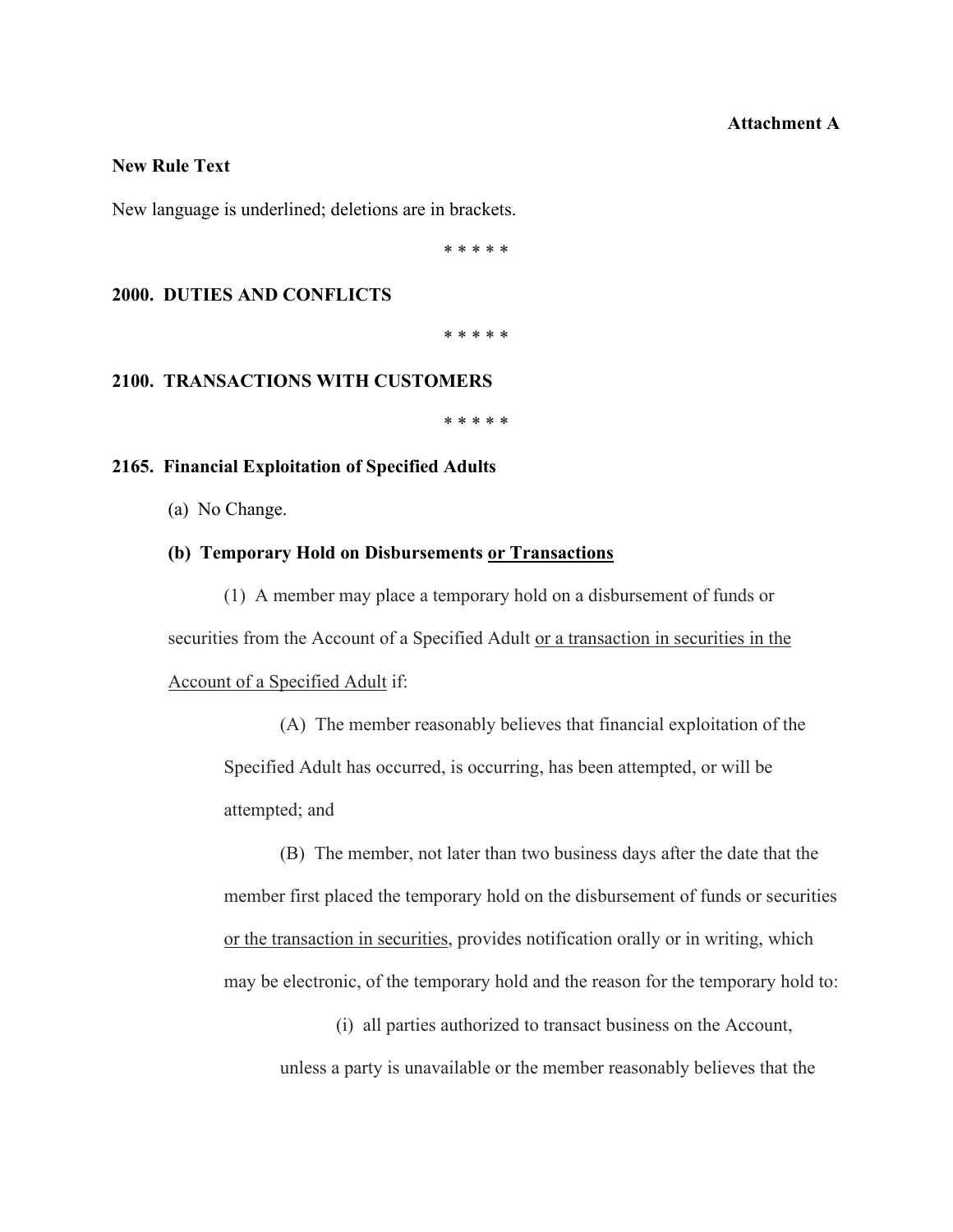**Attachment A**

**New Rule Text**

New language is underlined; deletions are in brackets.

\* \* \* \* \*

**2000. DUTIES AND CONFLICTS**

\* \* \* \* \*

**2100. TRANSACTIONS WITH CUSTOMERS**

\* \* \* \* \*

**2165. Financial Exploitation of Specified Adults**

(a) No Change.

**(b) Temporary Hold on Disbursements <u>or Transactions</u>**

(1) A member may place a temporary hold on a disbursement of funds or securities from the Account of a Specified Adult <u>or a transaction in securities in the Account of a Specified Adult</u> if:

(A) The member reasonably believes that financial exploitation of the Specified Adult has occurred, is occurring, has been attempted, or will be attempted; and

(B) The member, not later than two business days after the date that the member first placed the temporary hold on the disbursement of funds or securities <u>or the transaction in securities</u>, provides notification orally or in writing, which may be electronic, of the temporary hold and the reason for the temporary hold to:

(i) all parties authorized to transact business on the Account, unless a party is unavailable or the member reasonably believes that the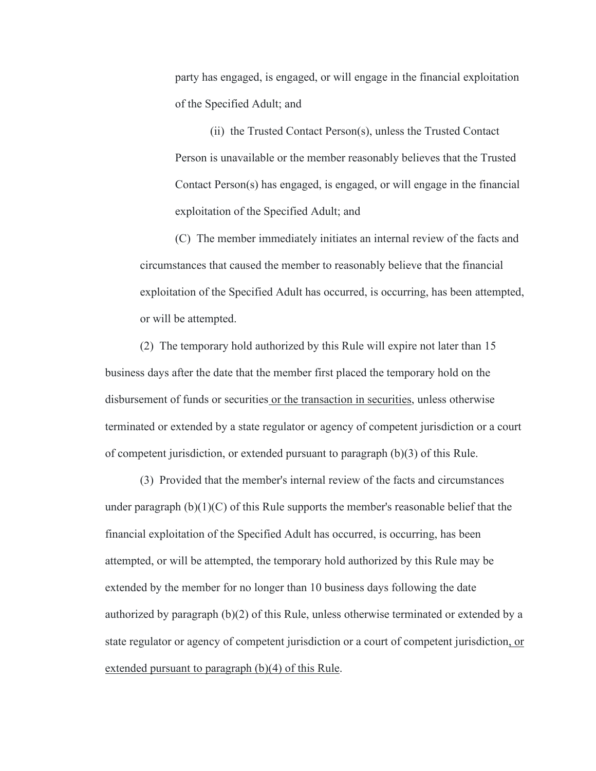party has engaged, is engaged, or will engage in the financial exploitation of the Specified Adult; and

(ii) the Trusted Contact Person(s), unless the Trusted Contact Person is unavailable or the member reasonably believes that the Trusted Contact Person(s) has engaged, is engaged, or will engage in the financial exploitation of the Specified Adult; and

(C) The member immediately initiates an internal review of the facts and circumstances that caused the member to reasonably believe that the financial exploitation of the Specified Adult has occurred, is occurring, has been attempted, or will be attempted.

(2) The temporary hold authorized by this Rule will expire not later than 15 business days after the date that the member first placed the temporary hold on the disbursement of funds or securities <u>or the transaction in securities</u>, unless otherwise terminated or extended by a state regulator or agency of competent jurisdiction or a court of competent jurisdiction, or extended pursuant to paragraph (b)(3) of this Rule.

(3) Provided that the member's internal review of the facts and circumstances under paragraph (b)(1)(C) of this Rule supports the member's reasonable belief that the financial exploitation of the Specified Adult has occurred, is occurring, has been attempted, or will be attempted, the temporary hold authorized by this Rule may be extended by the member for no longer than 10 business days following the date authorized by paragraph (b)(2) of this Rule, unless otherwise terminated or extended by a state regulator or agency of competent jurisdiction or a court of competent jurisdiction<u>, or extended pursuant to paragraph (b)(4) of this Rule</u>.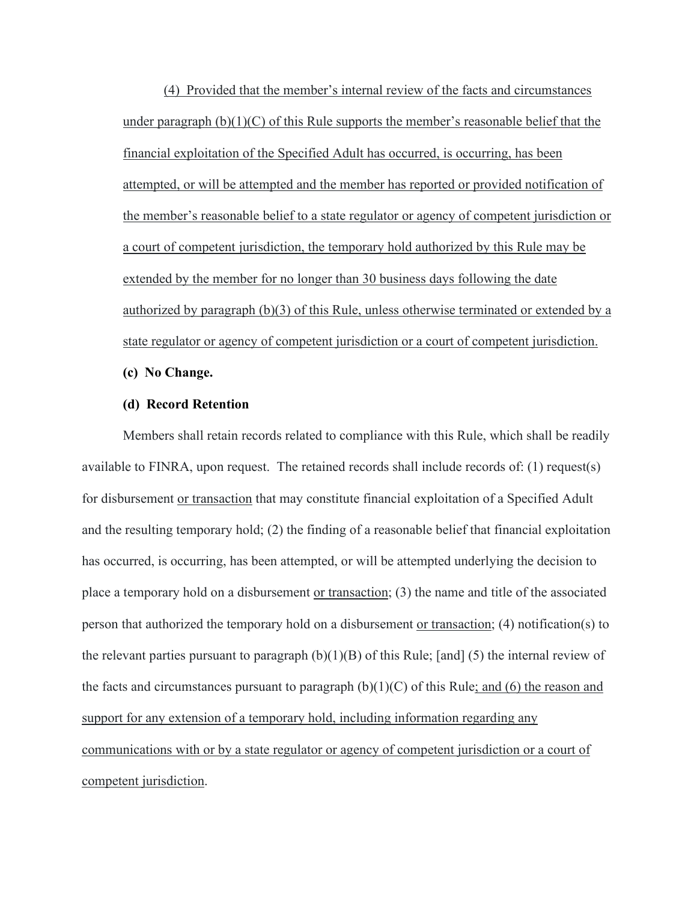(4) Provided that the member's internal review of the facts and circumstances under paragraph (b)(1)(C) of this Rule supports the member's reasonable belief that the financial exploitation of the Specified Adult has occurred, is occurring, has been attempted, or will be attempted and the member has reported or provided notification of the member's reasonable belief to a state regulator or agency of competent jurisdiction or a court of competent jurisdiction, the temporary hold authorized by this Rule may be extended by the member for no longer than 30 business days following the date authorized by paragraph (b)(3) of this Rule, unless otherwise terminated or extended by a state regulator or agency of competent jurisdiction or a court of competent jurisdiction.

**(c) No Change.**

**(d) Record Retention**

Members shall retain records related to compliance with this Rule, which shall be readily available to FINRA, upon request. The retained records shall include records of: (1) request(s) for disbursement or transaction that may constitute financial exploitation of a Specified Adult and the resulting temporary hold; (2) the finding of a reasonable belief that financial exploitation has occurred, is occurring, has been attempted, or will be attempted underlying the decision to place a temporary hold on a disbursement or transaction; (3) the name and title of the associated person that authorized the temporary hold on a disbursement or transaction; (4) notification(s) to the relevant parties pursuant to paragraph (b)(1)(B) of this Rule; [and] (5) the internal review of the facts and circumstances pursuant to paragraph (b)(1)(C) of this Rule; and (6) the reason and support for any extension of a temporary hold, including information regarding any communications with or by a state regulator or agency of competent jurisdiction or a court of competent jurisdiction.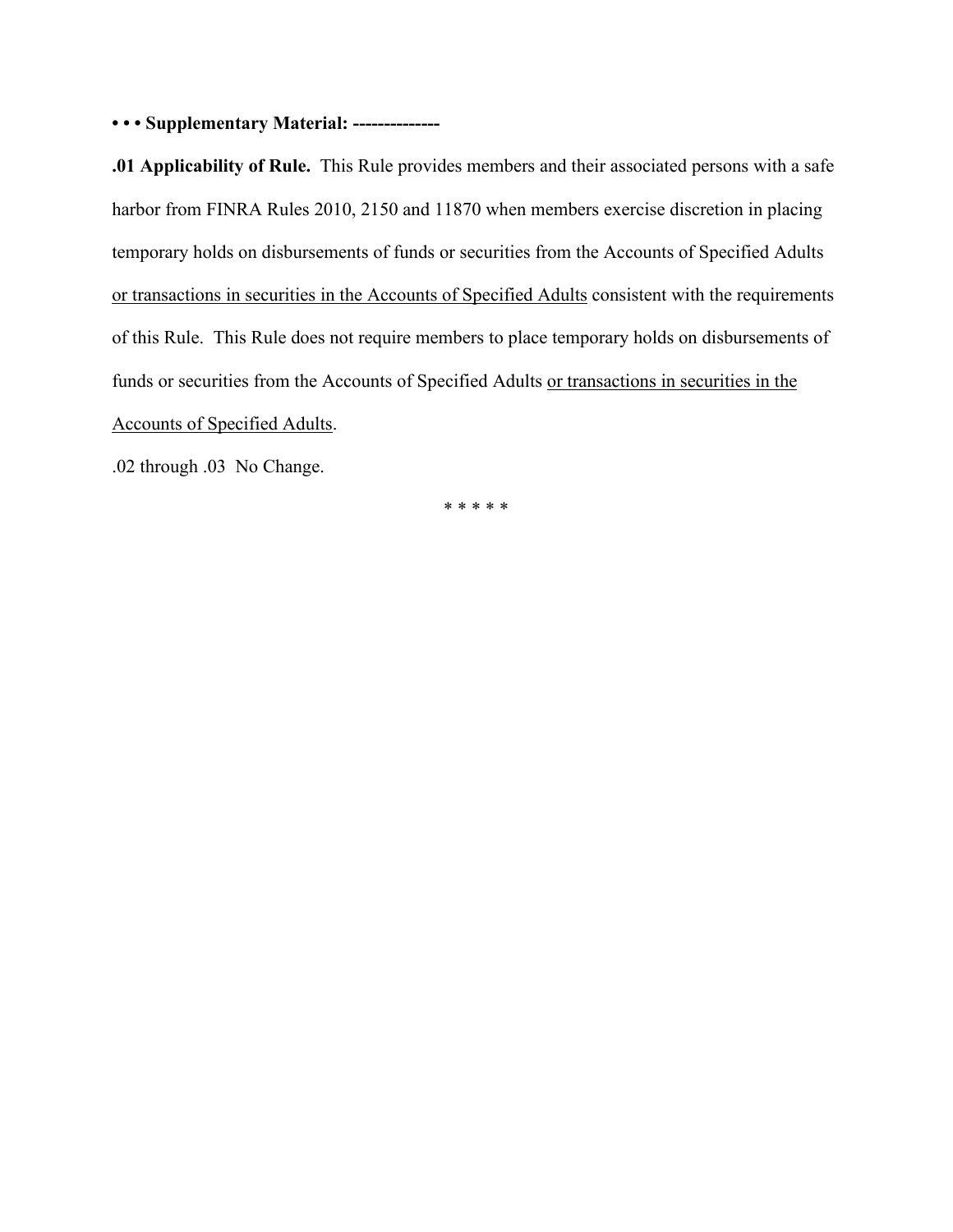**• • • Supplementary Material: --------------**

**.01 Applicability of Rule.** This Rule provides members and their associated persons with a safe harbor from FINRA Rules 2010, 2150 and 11870 when members exercise discretion in placing temporary holds on disbursements of funds or securities from the Accounts of Specified Adults <u>or transactions in securities in the Accounts of Specified Adults</u> consistent with the requirements of this Rule. This Rule does not require members to place temporary holds on disbursements of funds or securities from the Accounts of Specified Adults <u>or transactions in securities in the Accounts of Specified Adults</u>.

.02 through .03 No Change.

\* \* \* \* \*